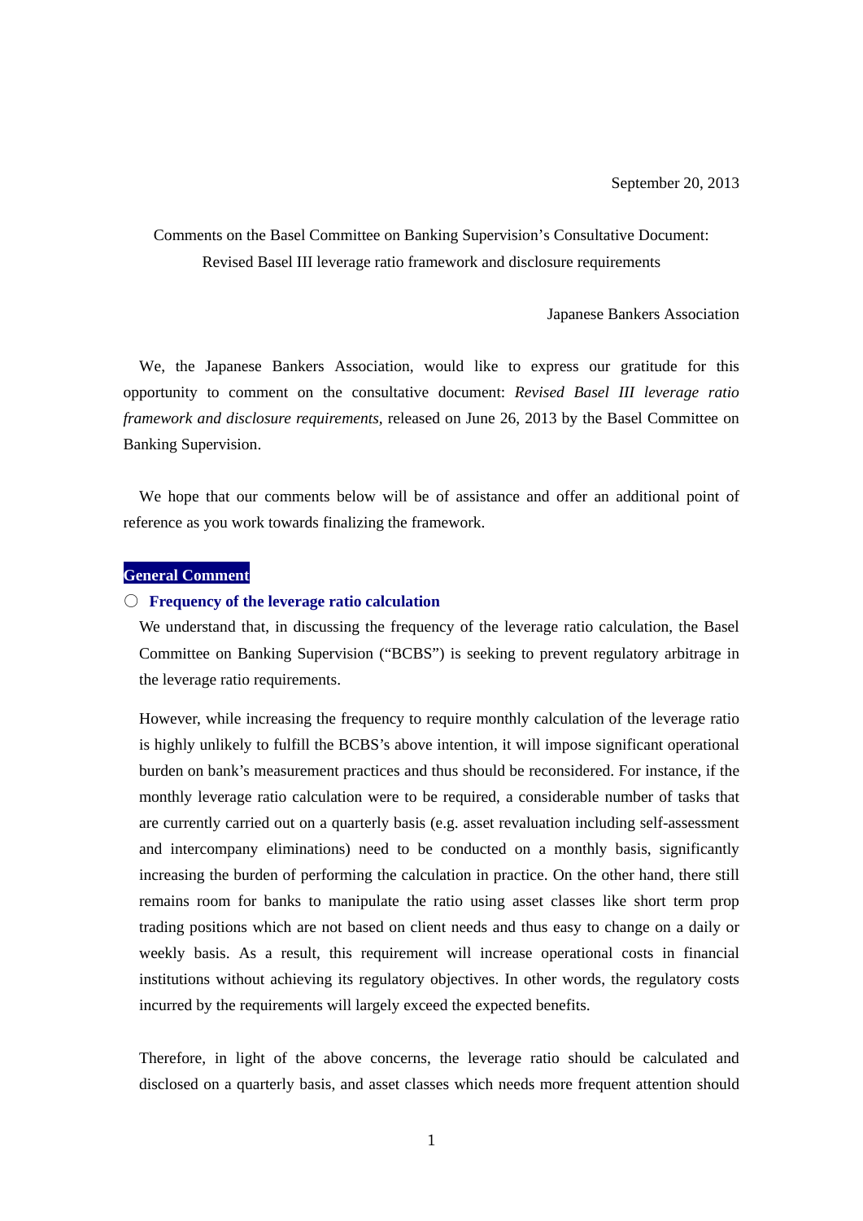September 20, 2013

Comments on the Basel Committee on Banking Supervision's Consultative Document: Revised Basel III leverage ratio framework and disclosure requirements

Japanese Bankers Association

We, the Japanese Bankers Association, would like to express our gratitude for this opportunity to comment on the consultative document: *Revised Basel III leverage ratio framework and disclosure requirements,* released on June 26, 2013 by the Basel Committee on Banking Supervision.

We hope that our comments below will be of assistance and offer an additional point of reference as you work towards finalizing the framework.

## General Comment

### ○ Frequency of the leverage ratio calculation

We understand that, in discussing the frequency of the leverage ratio calculation, the Basel Committee on Banking Supervision ("BCBS") is seeking to prevent regulatory arbitrage in the leverage ratio requirements.

However, while increasing the frequency to require monthly calculation of the leverage ratio is highly unlikely to fulfill the BCBS's above intention, it will impose significant operational burden on bank's measurement practices and thus should be reconsidered. For instance, if the monthly leverage ratio calculation were to be required, a considerable number of tasks that are currently carried out on a quarterly basis (e.g. asset revaluation including self-assessment and intercompany eliminations) need to be conducted on a monthly basis, significantly increasing the burden of performing the calculation in practice. On the other hand, there still remains room for banks to manipulate the ratio using asset classes like short term prop trading positions which are not based on client needs and thus easy to change on a daily or weekly basis. As a result, this requirement will increase operational costs in financial institutions without achieving its regulatory objectives. In other words, the regulatory costs incurred by the requirements will largely exceed the expected benefits.

Therefore, in light of the above concerns, the leverage ratio should be calculated and disclosed on a quarterly basis, and asset classes which needs more frequent attention should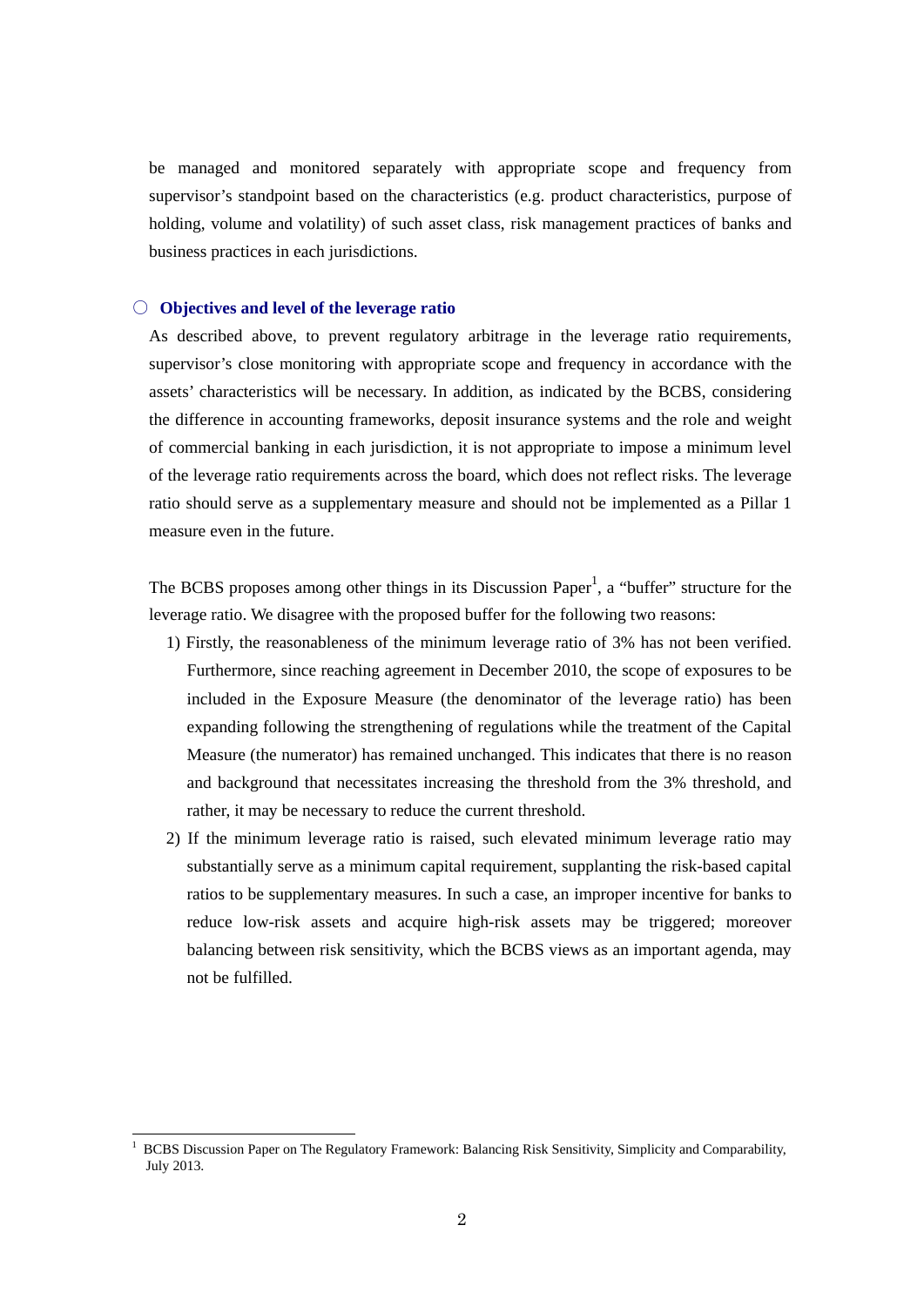be managed and monitored separately with appropriate scope and frequency from supervisor's standpoint based on the characteristics (e.g. product characteristics, purpose of holding, volume and volatility) of such asset class, risk management practices of banks and business practices in each jurisdictions.

○ **Objectives and level of the leverage ratio**

As described above, to prevent regulatory arbitrage in the leverage ratio requirements, supervisor's close monitoring with appropriate scope and frequency in accordance with the assets' characteristics will be necessary. In addition, as indicated by the BCBS, considering the difference in accounting frameworks, deposit insurance systems and the role and weight of commercial banking in each jurisdiction, it is not appropriate to impose a minimum level of the leverage ratio requirements across the board, which does not reflect risks. The leverage ratio should serve as a supplementary measure and should not be implemented as a Pillar 1 measure even in the future.

The BCBS proposes among other things in its Discussion Paper[1], a "buffer" structure for the leverage ratio. We disagree with the proposed buffer for the following two reasons:

1) Firstly, the reasonableness of the minimum leverage ratio of 3% has not been verified. Furthermore, since reaching agreement in December 2010, the scope of exposures to be included in the Exposure Measure (the denominator of the leverage ratio) has been expanding following the strengthening of regulations while the treatment of the Capital Measure (the numerator) has remained unchanged. This indicates that there is no reason and background that necessitates increasing the threshold from the 3% threshold, and rather, it may be necessary to reduce the current threshold.
2) If the minimum leverage ratio is raised, such elevated minimum leverage ratio may substantially serve as a minimum capital requirement, supplanting the risk-based capital ratios to be supplementary measures. In such a case, an improper incentive for banks to reduce low-risk assets and acquire high-risk assets may be triggered; moreover balancing between risk sensitivity, which the BCBS views as an important agenda, may not be fulfilled.

[1] BCBS Discussion Paper on The Regulatory Framework: Balancing Risk Sensitivity, Simplicity and Comparability, July 2013.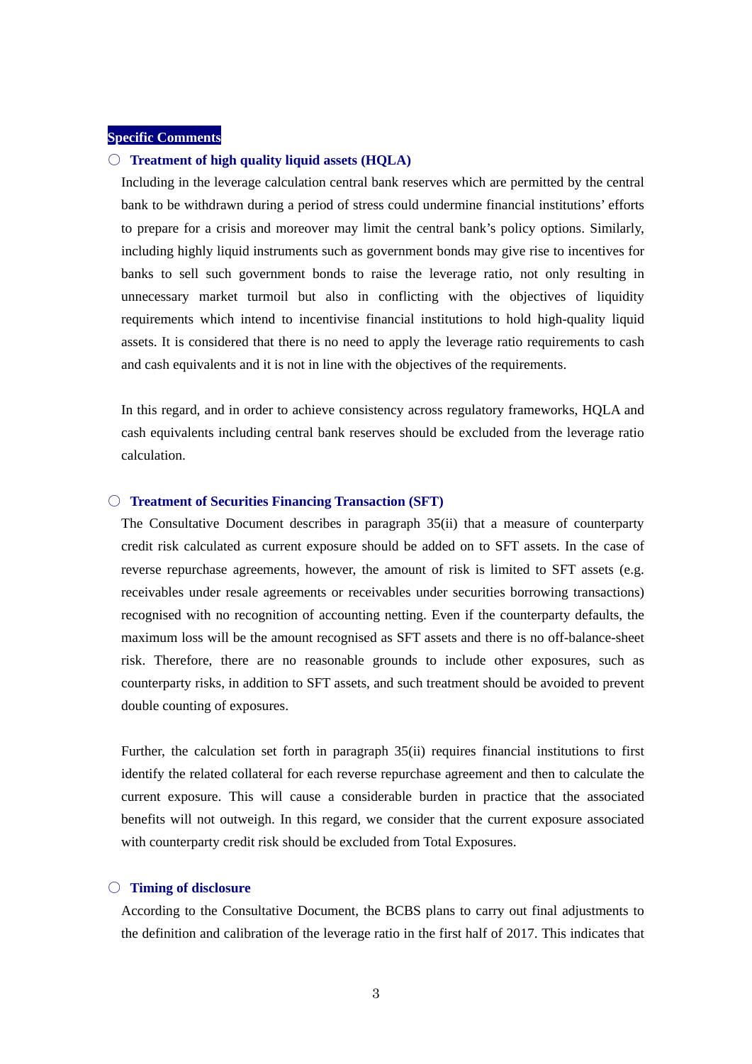## Specific Comments

### ○ Treatment of high quality liquid assets (HQLA)

Including in the leverage calculation central bank reserves which are permitted by the central bank to be withdrawn during a period of stress could undermine financial institutions' efforts to prepare for a crisis and moreover may limit the central bank's policy options. Similarly, including highly liquid instruments such as government bonds may give rise to incentives for banks to sell such government bonds to raise the leverage ratio, not only resulting in unnecessary market turmoil but also in conflicting with the objectives of liquidity requirements which intend to incentivise financial institutions to hold high-quality liquid assets. It is considered that there is no need to apply the leverage ratio requirements to cash and cash equivalents and it is not in line with the objectives of the requirements.

In this regard, and in order to achieve consistency across regulatory frameworks, HQLA and cash equivalents including central bank reserves should be excluded from the leverage ratio calculation.

### ○ Treatment of Securities Financing Transaction (SFT)

The Consultative Document describes in paragraph 35(ii) that a measure of counterparty credit risk calculated as current exposure should be added on to SFT assets. In the case of reverse repurchase agreements, however, the amount of risk is limited to SFT assets (e.g. receivables under resale agreements or receivables under securities borrowing transactions) recognised with no recognition of accounting netting. Even if the counterparty defaults, the maximum loss will be the amount recognised as SFT assets and there is no off-balance-sheet risk. Therefore, there are no reasonable grounds to include other exposures, such as counterparty risks, in addition to SFT assets, and such treatment should be avoided to prevent double counting of exposures.

Further, the calculation set forth in paragraph 35(ii) requires financial institutions to first identify the related collateral for each reverse repurchase agreement and then to calculate the current exposure. This will cause a considerable burden in practice that the associated benefits will not outweigh. In this regard, we consider that the current exposure associated with counterparty credit risk should be excluded from Total Exposures.

### ○ Timing of disclosure

According to the Consultative Document, the BCBS plans to carry out final adjustments to the definition and calibration of the leverage ratio in the first half of 2017. This indicates that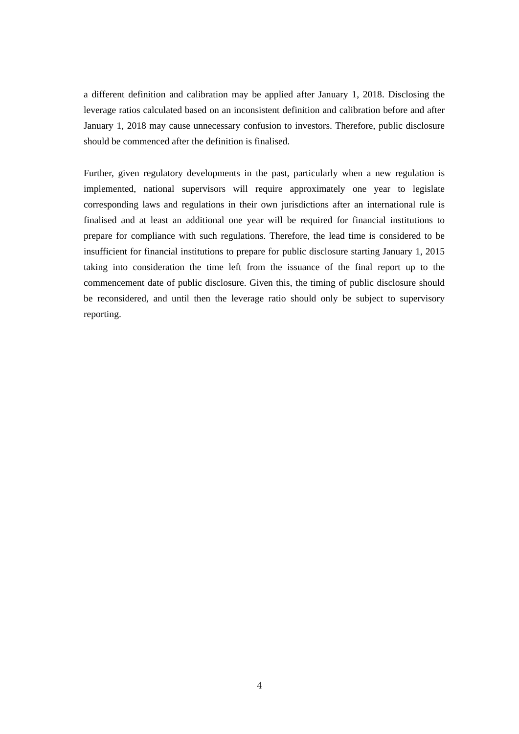a different definition and calibration may be applied after January 1, 2018. Disclosing the leverage ratios calculated based on an inconsistent definition and calibration before and after January 1, 2018 may cause unnecessary confusion to investors. Therefore, public disclosure should be commenced after the definition is finalised.

Further, given regulatory developments in the past, particularly when a new regulation is implemented, national supervisors will require approximately one year to legislate corresponding laws and regulations in their own jurisdictions after an international rule is finalised and at least an additional one year will be required for financial institutions to prepare for compliance with such regulations. Therefore, the lead time is considered to be insufficient for financial institutions to prepare for public disclosure starting January 1, 2015 taking into consideration the time left from the issuance of the final report up to the commencement date of public disclosure. Given this, the timing of public disclosure should be reconsidered, and until then the leverage ratio should only be subject to supervisory reporting.